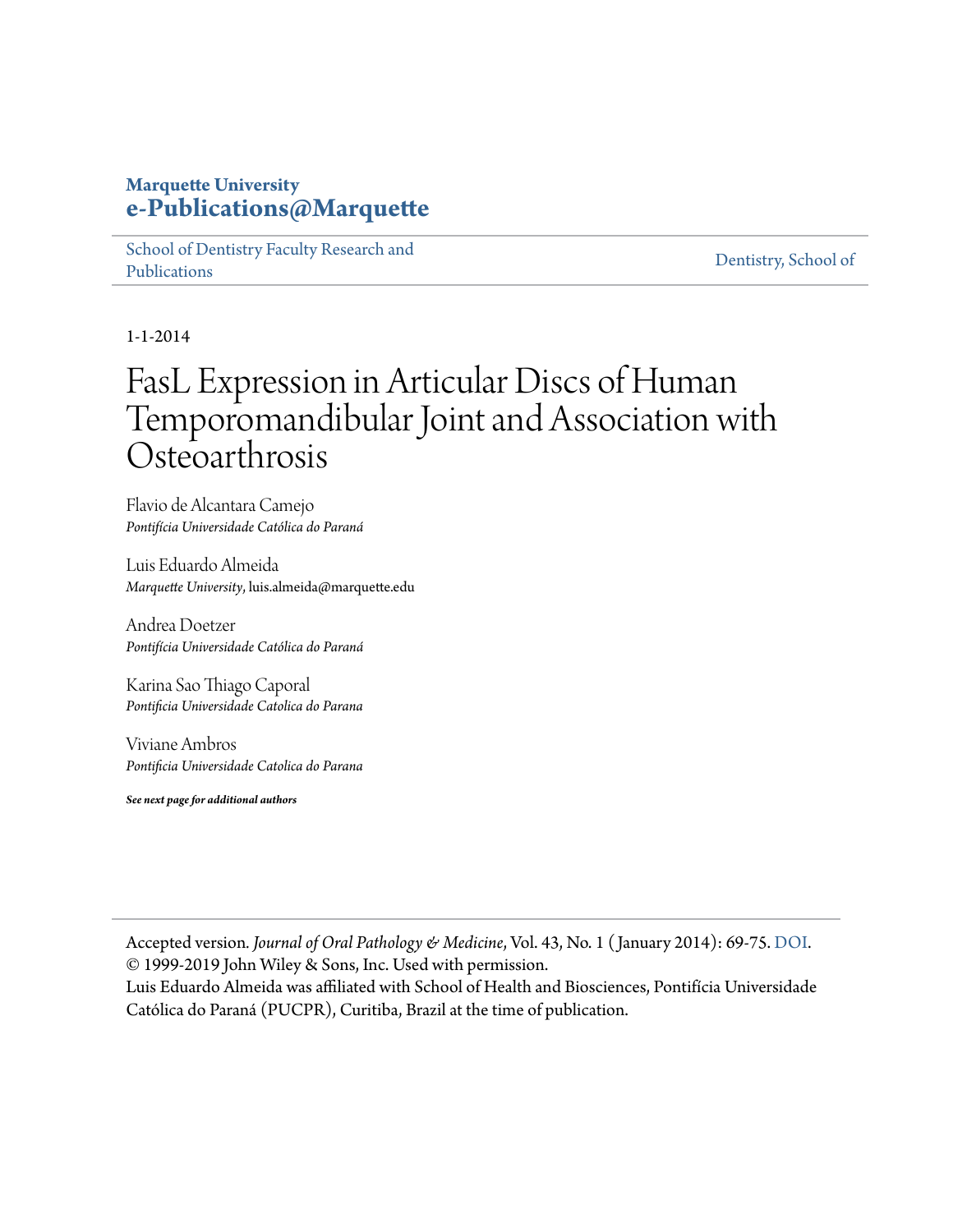**Marquette University**
**e-Publications@Marquette**

School of Dentistry Faculty Research and Publications | Dentistry, School of

1-1-2014

# FasL Expression in Articular Discs of Human Temporomandibular Joint and Association with Osteoarthrosis

Flavio de Alcantara Camejo
*Pontifícia Universidade Católica do Paraná*

Luis Eduardo Almeida
*Marquette University*, luis.almeida@marquette.edu

Andrea Doetzer
*Pontifícia Universidade Católica do Paraná*

Karina Sao Thiago Caporal
*Pontificia Universidade Catolica do Parana*

Viviane Ambros
*Pontificia Universidade Catolica do Parana*

***See next page for additional authors***

Accepted version. *Journal of Oral Pathology & Medicine*, Vol. 43, No. 1 (January 2014): 69-75. DOI.
© 1999-2019 John Wiley & Sons, Inc. Used with permission.
Luis Eduardo Almeida was affiliated with School of Health and Biosciences, Pontifícia Universidade Católica do Paraná (PUCPR), Curitiba, Brazil at the time of publication.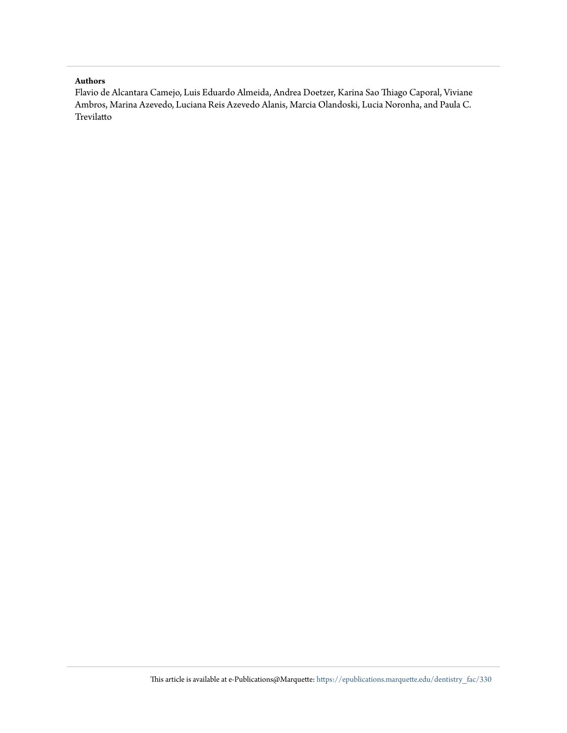**Authors**

Flavio de Alcantara Camejo, Luis Eduardo Almeida, Andrea Doetzer, Karina Sao Thiago Caporal, Viviane Ambros, Marina Azevedo, Luciana Reis Azevedo Alanis, Marcia Olandoski, Lucia Noronha, and Paula C. Trevilatto

This article is available at e-Publications@Marquette: https://epublications.marquette.edu/dentistry_fac/330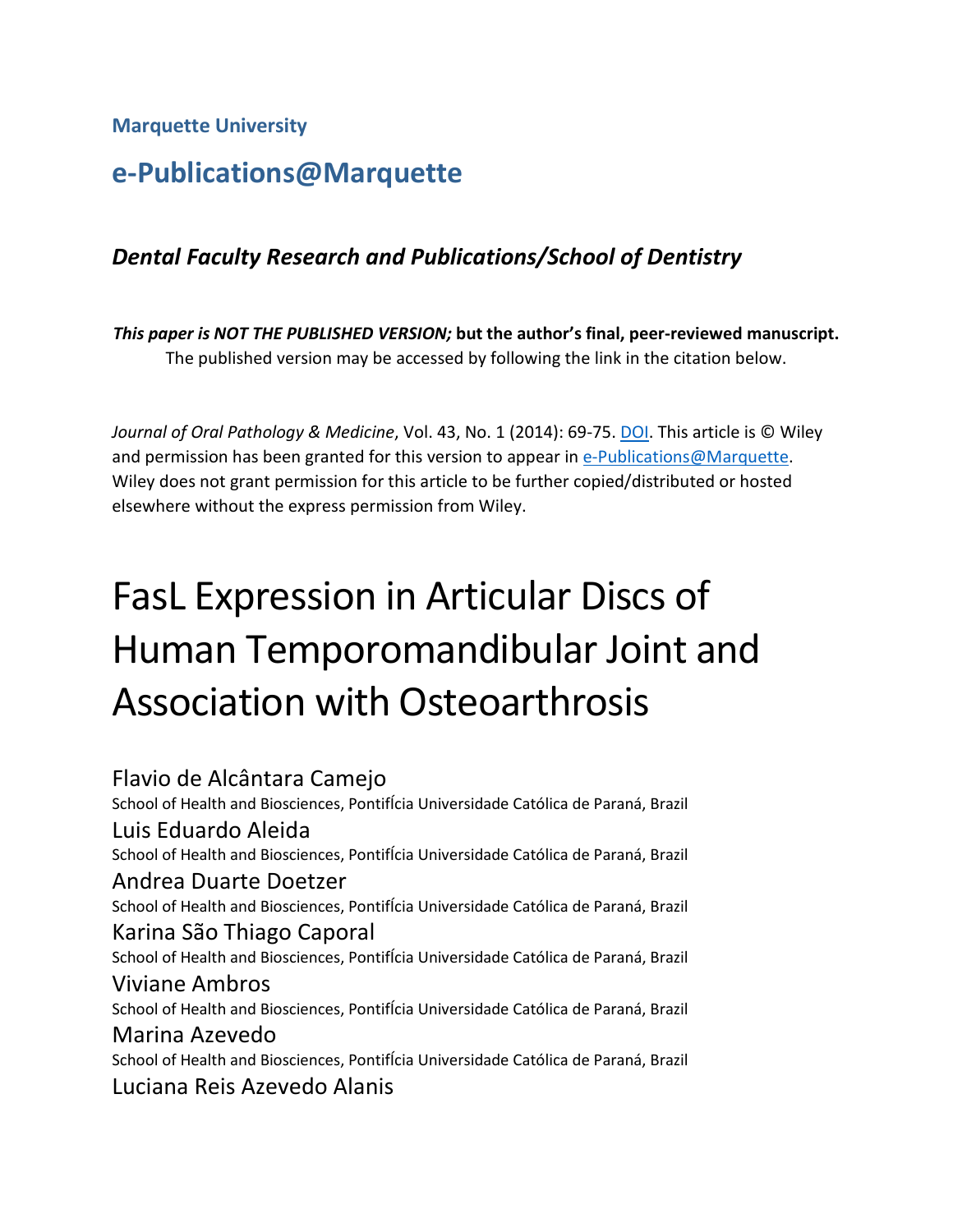Marquette University

# e-Publications@Marquette

## *Dental Faculty Research and Publications/School of Dentistry*

***This paper is NOT THE PUBLISHED VERSION;* but the author's final, peer-reviewed manuscript.** The published version may be accessed by following the link in the citation below.

*Journal of Oral Pathology & Medicine*, Vol. 43, No. 1 (2014): 69-75. DOI. This article is © Wiley and permission has been granted for this version to appear in e-Publications@Marquette. Wiley does not grant permission for this article to be further copied/distributed or hosted elsewhere without the express permission from Wiley.

# FasL Expression in Articular Discs of Human Temporomandibular Joint and Association with Osteoarthrosis

Flavio de Alcântara Camejo
School of Health and Biosciences, PontiFÍcia Universidade Católica de Paraná, Brazil

Luis Eduardo Aleida
School of Health and Biosciences, PontiFÍcia Universidade Católica de Paraná, Brazil

Andrea Duarte Doetzer
School of Health and Biosciences, PontiFÍcia Universidade Católica de Paraná, Brazil

Karina São Thiago Caporal
School of Health and Biosciences, PontiFÍcia Universidade Católica de Paraná, Brazil

Viviane Ambros
School of Health and Biosciences, PontiFÍcia Universidade Católica de Paraná, Brazil

Marina Azevedo
School of Health and Biosciences, PontiFÍcia Universidade Católica de Paraná, Brazil

Luciana Reis Azevedo Alanis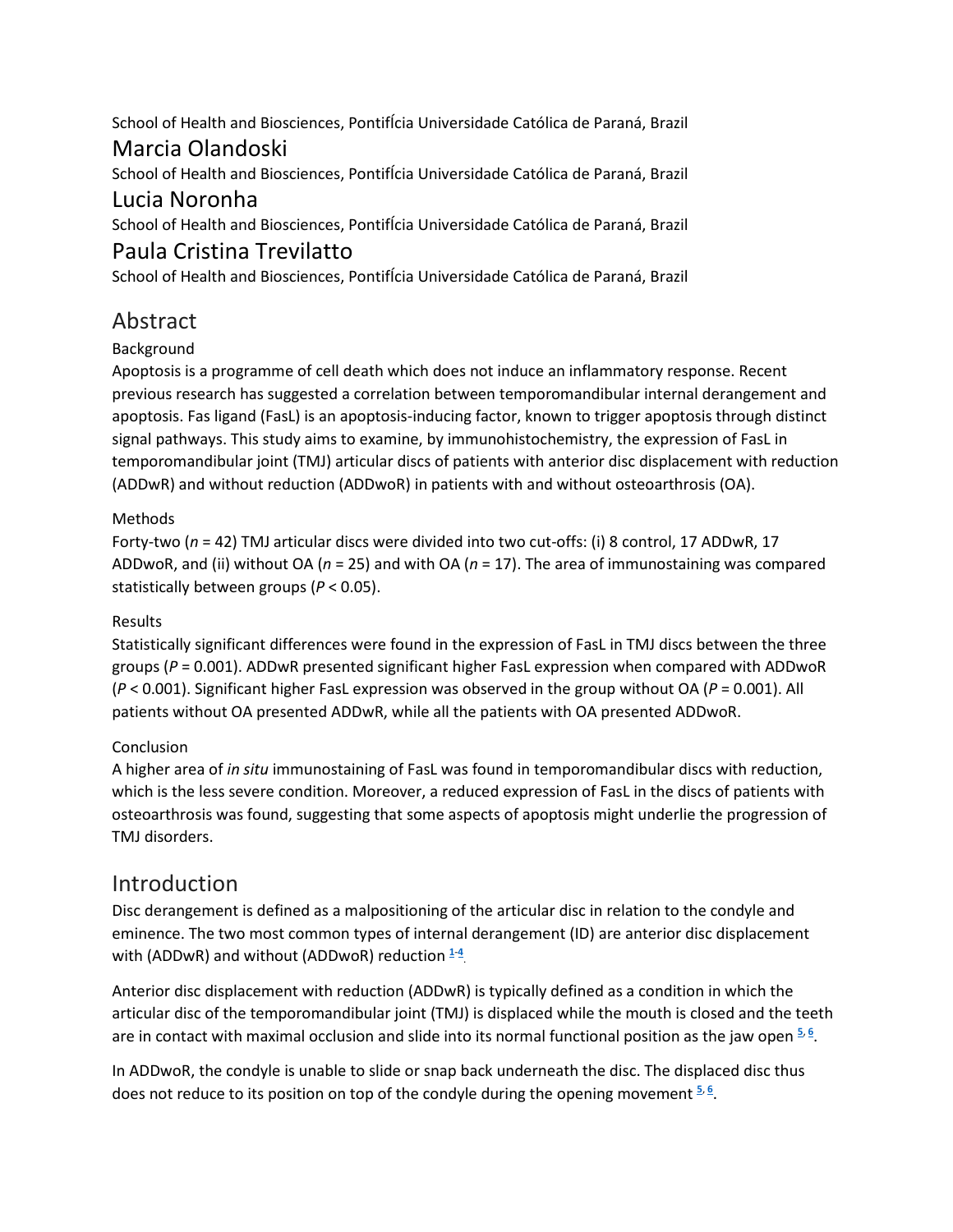School of Health and Biosciences, PontifÍcia Universidade Católica de Paraná, Brazil

## Marcia Olandoski

School of Health and Biosciences, PontifÍcia Universidade Católica de Paraná, Brazil

## Lucia Noronha

School of Health and Biosciences, PontifÍcia Universidade Católica de Paraná, Brazil

## Paula Cristina Trevilatto

School of Health and Biosciences, PontifÍcia Universidade Católica de Paraná, Brazil

# Abstract

### Background

Apoptosis is a programme of cell death which does not induce an inflammatory response. Recent previous research has suggested a correlation between temporomandibular internal derangement and apoptosis. Fas ligand (FasL) is an apoptosis-inducing factor, known to trigger apoptosis through distinct signal pathways. This study aims to examine, by immunohistochemistry, the expression of FasL in temporomandibular joint (TMJ) articular discs of patients with anterior disc displacement with reduction (ADDwR) and without reduction (ADDwoR) in patients with and without osteoarthrosis (OA).

### Methods

Forty-two ($n$ = 42) TMJ articular discs were divided into two cut-offs: (i) 8 control, 17 ADDwR, 17 ADDwoR, and (ii) without OA ($n$ = 25) and with OA ($n$ = 17). The area of immunostaining was compared statistically between groups ($P < 0.05$).

### Results

Statistically significant differences were found in the expression of FasL in TMJ discs between the three groups ($P = 0.001$). ADDwR presented significant higher FasL expression when compared with ADDwoR ($P < 0.001$). Significant higher FasL expression was observed in the group without OA ($P = 0.001$). All patients without OA presented ADDwR, while all the patients with OA presented ADDwoR.

### Conclusion

A higher area of *in situ* immunostaining of FasL was found in temporomandibular discs with reduction, which is the less severe condition. Moreover, a reduced expression of FasL in the discs of patients with osteoarthrosis was found, suggesting that some aspects of apoptosis might underlie the progression of TMJ disorders.

# Introduction

Disc derangement is defined as a malpositioning of the articular disc in relation to the condyle and eminence. The two most common types of internal derangement (ID) are anterior disc displacement with (ADDwR) and without (ADDwoR) reduction [1-4].

Anterior disc displacement with reduction (ADDwR) is typically defined as a condition in which the articular disc of the temporomandibular joint (TMJ) is displaced while the mouth is closed and the teeth are in contact with maximal occlusion and slide into its normal functional position as the jaw open [5,6].

In ADDwoR, the condyle is unable to slide or snap back underneath the disc. The displaced disc thus does not reduce to its position on top of the condyle during the opening movement [5,6].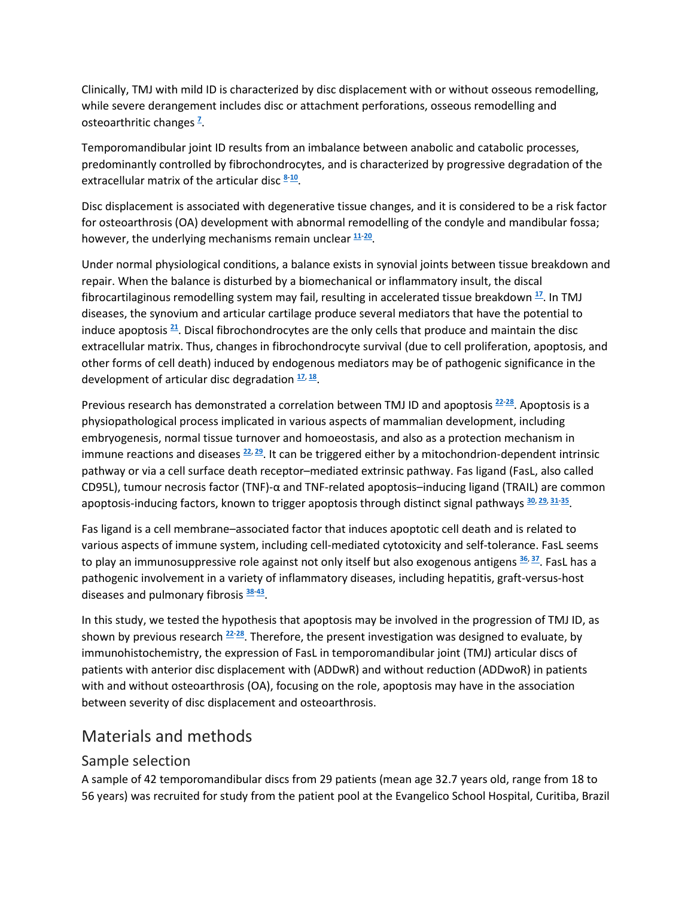Clinically, TMJ with mild ID is characterized by disc displacement with or without osseous remodelling, while severe derangement includes disc or attachment perforations, osseous remodelling and osteoarthritic changes [7].

Temporomandibular joint ID results from an imbalance between anabolic and catabolic processes, predominantly controlled by fibrochondrocytes, and is characterized by progressive degradation of the extracellular matrix of the articular disc [8-10].

Disc displacement is associated with degenerative tissue changes, and it is considered to be a risk factor for osteoarthrosis (OA) development with abnormal remodelling of the condyle and mandibular fossa; however, the underlying mechanisms remain unclear [11-20].

Under normal physiological conditions, a balance exists in synovial joints between tissue breakdown and repair. When the balance is disturbed by a biomechanical or inflammatory insult, the discal fibrocartilaginous remodelling system may fail, resulting in accelerated tissue breakdown [17]. In TMJ diseases, the synovium and articular cartilage produce several mediators that have the potential to induce apoptosis [21]. Discal fibrochondrocytes are the only cells that produce and maintain the disc extracellular matrix. Thus, changes in fibrochondrocyte survival (due to cell proliferation, apoptosis, and other forms of cell death) induced by endogenous mediators may be of pathogenic significance in the development of articular disc degradation [17, 18].

Previous research has demonstrated a correlation between TMJ ID and apoptosis [22-28]. Apoptosis is a physiopathological process implicated in various aspects of mammalian development, including embryogenesis, normal tissue turnover and homoeostasis, and also as a protection mechanism in immune reactions and diseases [22, 29]. It can be triggered either by a mitochondrion-dependent intrinsic pathway or via a cell surface death receptor–mediated extrinsic pathway. Fas ligand (FasL, also called CD95L), tumour necrosis factor (TNF)-α and TNF-related apoptosis–inducing ligand (TRAIL) are common apoptosis-inducing factors, known to trigger apoptosis through distinct signal pathways [30, 29, 31-35].

Fas ligand is a cell membrane–associated factor that induces apoptotic cell death and is related to various aspects of immune system, including cell-mediated cytotoxicity and self-tolerance. FasL seems to play an immunosuppressive role against not only itself but also exogenous antigens [36, 37]. FasL has a pathogenic involvement in a variety of inflammatory diseases, including hepatitis, graft-versus-host diseases and pulmonary fibrosis [38-43].

In this study, we tested the hypothesis that apoptosis may be involved in the progression of TMJ ID, as shown by previous research [22-28]. Therefore, the present investigation was designed to evaluate, by immunohistochemistry, the expression of FasL in temporomandibular joint (TMJ) articular discs of patients with anterior disc displacement with (ADDwR) and without reduction (ADDwoR) in patients with and without osteoarthrosis (OA), focusing on the role, apoptosis may have in the association between severity of disc displacement and osteoarthrosis.

## Materials and methods

### Sample selection

A sample of 42 temporomandibular discs from 29 patients (mean age 32.7 years old, range from 18 to 56 years) was recruited for study from the patient pool at the Evangelico School Hospital, Curitiba, Brazil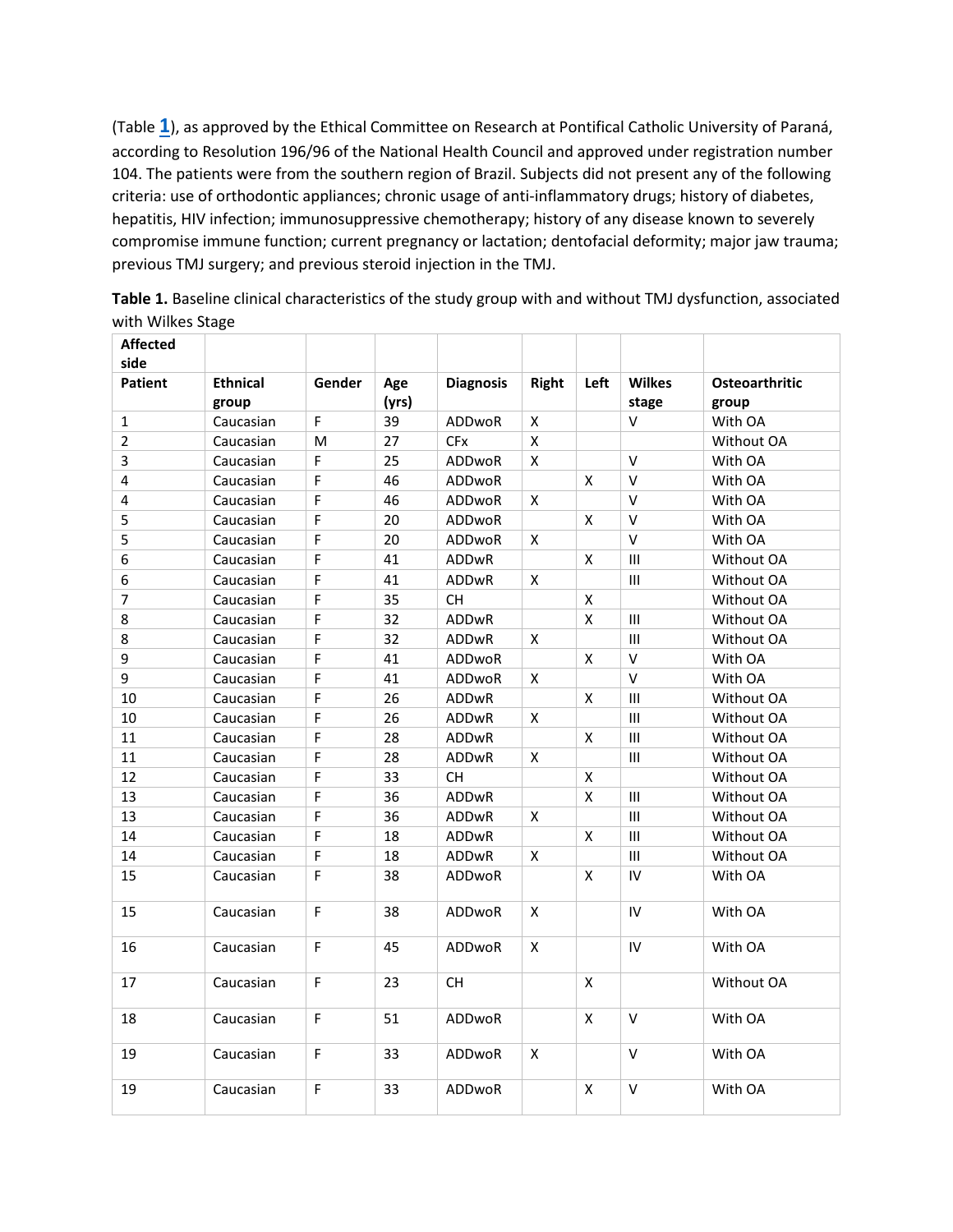(Table 1), as approved by the Ethical Committee on Research at Pontifical Catholic University of Paraná, according to Resolution 196/96 of the National Health Council and approved under registration number 104. The patients were from the southern region of Brazil. Subjects did not present any of the following criteria: use of orthodontic appliances; chronic usage of anti-inflammatory drugs; history of diabetes, hepatitis, HIV infection; immunosuppressive chemotherapy; history of any disease known to severely compromise immune function; current pregnancy or lactation; dentofacial deformity; major jaw trauma; previous TMJ surgery; and previous steroid injection in the TMJ.

**Table 1.** Baseline clinical characteristics of the study group with and without TMJ dysfunction, associated with Wilkes Stage

| Affected side | | | | | | | | |
|---|---|---|---|---|---|---|---|---|
| **Patient** | **Ethnical group** | **Gender** | **Age (yrs)** | **Diagnosis** | **Right** | **Left** | **Wilkes stage** | **Osteoarthritic group** |
| 1 | Caucasian | F | 39 | ADDwoR | X | | V | With OA |
| 2 | Caucasian | M | 27 | CFx | X | | | Without OA |
| 3 | Caucasian | F | 25 | ADDwoR | X | | V | With OA |
| 4 | Caucasian | F | 46 | ADDwoR | | X | V | With OA |
| 4 | Caucasian | F | 46 | ADDwoR | X | | V | With OA |
| 5 | Caucasian | F | 20 | ADDwoR | | X | V | With OA |
| 5 | Caucasian | F | 20 | ADDwoR | X | | V | With OA |
| 6 | Caucasian | F | 41 | ADDwR | | X | III | Without OA |
| 6 | Caucasian | F | 41 | ADDwR | X | | III | Without OA |
| 7 | Caucasian | F | 35 | CH | | X | | Without OA |
| 8 | Caucasian | F | 32 | ADDwR | | X | III | Without OA |
| 8 | Caucasian | F | 32 | ADDwR | X | | III | Without OA |
| 9 | Caucasian | F | 41 | ADDwoR | | X | V | With OA |
| 9 | Caucasian | F | 41 | ADDwoR | X | | V | With OA |
| 10 | Caucasian | F | 26 | ADDwR | | X | III | Without OA |
| 10 | Caucasian | F | 26 | ADDwR | X | | III | Without OA |
| 11 | Caucasian | F | 28 | ADDwR | | X | III | Without OA |
| 11 | Caucasian | F | 28 | ADDwR | X | | III | Without OA |
| 12 | Caucasian | F | 33 | CH | | X | | Without OA |
| 13 | Caucasian | F | 36 | ADDwR | | X | III | Without OA |
| 13 | Caucasian | F | 36 | ADDwR | X | | III | Without OA |
| 14 | Caucasian | F | 18 | ADDwR | | X | III | Without OA |
| 14 | Caucasian | F | 18 | ADDwR | X | | III | Without OA |
| 15 | Caucasian | F | 38 | ADDwoR | | X | IV | With OA |
| 15 | Caucasian | F | 38 | ADDwoR | X | | IV | With OA |
| 16 | Caucasian | F | 45 | ADDwoR | X | | IV | With OA |
| 17 | Caucasian | F | 23 | CH | | X | | Without OA |
| 18 | Caucasian | F | 51 | ADDwoR | | X | V | With OA |
| 19 | Caucasian | F | 33 | ADDwoR | X | | V | With OA |
| 19 | Caucasian | F | 33 | ADDwoR | | X | V | With OA |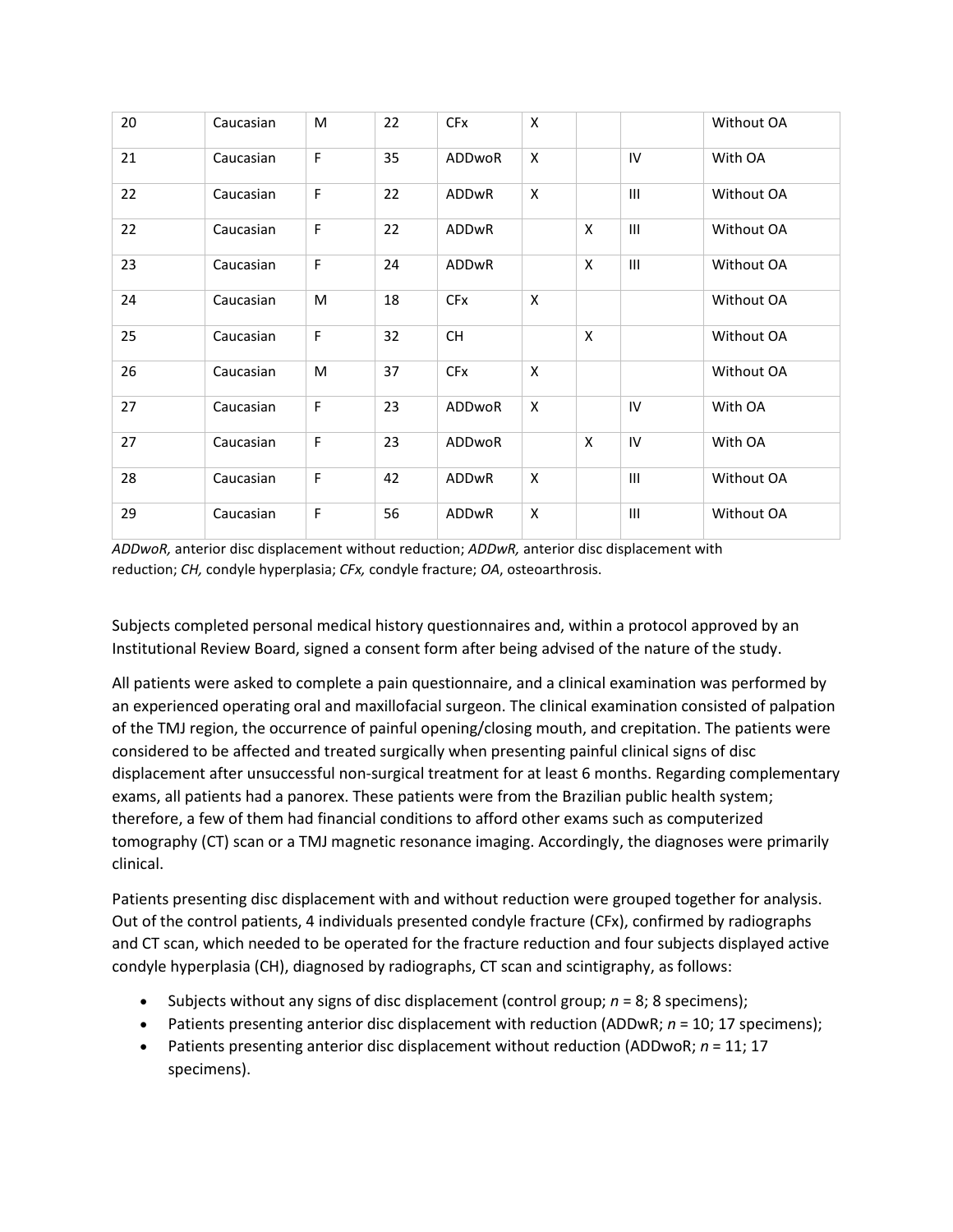| 20 | Caucasian | M | 22 | CFx | X | | | Without OA |
|---|---|---|---|---|---|---|---|---|
| 21 | Caucasian | F | 35 | ADDwoR | X | | IV | With OA |
| 22 | Caucasian | F | 22 | ADDwR | X | | III | Without OA |
| 22 | Caucasian | F | 22 | ADDwR | | X | III | Without OA |
| 23 | Caucasian | F | 24 | ADDwR | | X | III | Without OA |
| 24 | Caucasian | M | 18 | CFx | X | | | Without OA |
| 25 | Caucasian | F | 32 | CH | | X | | Without OA |
| 26 | Caucasian | M | 37 | CFx | X | | | Without OA |
| 27 | Caucasian | F | 23 | ADDwoR | X | | IV | With OA |
| 27 | Caucasian | F | 23 | ADDwoR | | X | IV | With OA |
| 28 | Caucasian | F | 42 | ADDwR | X | | III | Without OA |
| 29 | Caucasian | F | 56 | ADDwR | X | | III | Without OA |

*ADDwoR,* anterior disc displacement without reduction; *ADDwR,* anterior disc displacement with reduction; *CH,* condyle hyperplasia; *CFx,* condyle fracture; *OA*, osteoarthrosis.

Subjects completed personal medical history questionnaires and, within a protocol approved by an Institutional Review Board, signed a consent form after being advised of the nature of the study.

All patients were asked to complete a pain questionnaire, and a clinical examination was performed by an experienced operating oral and maxillofacial surgeon. The clinical examination consisted of palpation of the TMJ region, the occurrence of painful opening/closing mouth, and crepitation. The patients were considered to be affected and treated surgically when presenting painful clinical signs of disc displacement after unsuccessful non-surgical treatment for at least 6 months. Regarding complementary exams, all patients had a panorex. These patients were from the Brazilian public health system; therefore, a few of them had financial conditions to afford other exams such as computerized tomography (CT) scan or a TMJ magnetic resonance imaging. Accordingly, the diagnoses were primarily clinical.

Patients presenting disc displacement with and without reduction were grouped together for analysis. Out of the control patients, 4 individuals presented condyle fracture (CFx), confirmed by radiographs and CT scan, which needed to be operated for the fracture reduction and four subjects displayed active condyle hyperplasia (CH), diagnosed by radiographs, CT scan and scintigraphy, as follows:

- Subjects without any signs of disc displacement (control group; *n* = 8; 8 specimens);
- Patients presenting anterior disc displacement with reduction (ADDwR; *n* = 10; 17 specimens);
- Patients presenting anterior disc displacement without reduction (ADDwoR; *n* = 11; 17 specimens).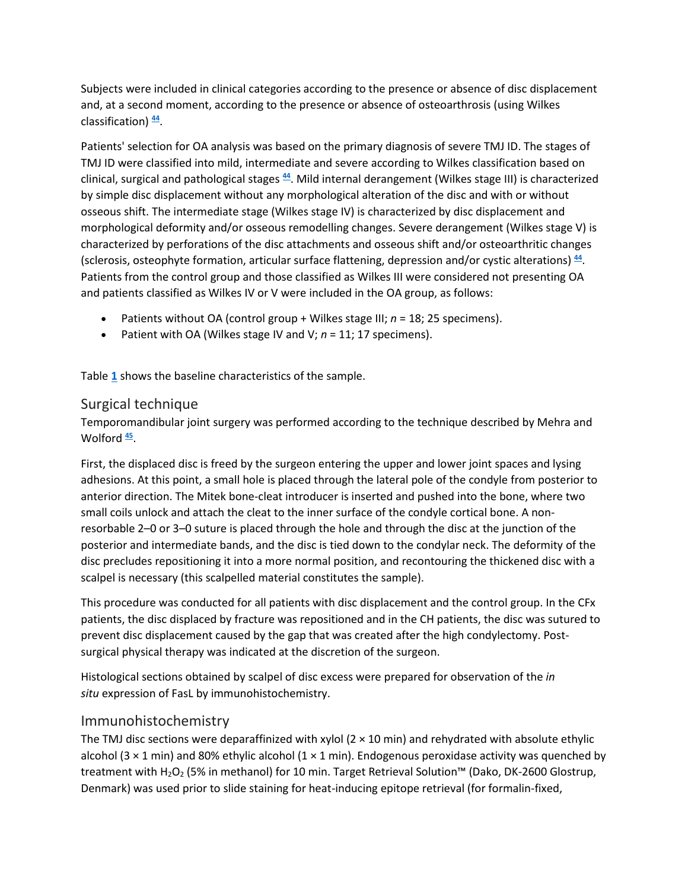Subjects were included in clinical categories according to the presence or absence of disc displacement and, at a second moment, according to the presence or absence of osteoarthrosis (using Wilkes classification) [44].

Patients' selection for OA analysis was based on the primary diagnosis of severe TMJ ID. The stages of TMJ ID were classified into mild, intermediate and severe according to Wilkes classification based on clinical, surgical and pathological stages [44]. Mild internal derangement (Wilkes stage III) is characterized by simple disc displacement without any morphological alteration of the disc and with or without osseous shift. The intermediate stage (Wilkes stage IV) is characterized by disc displacement and morphological deformity and/or osseous remodelling changes. Severe derangement (Wilkes stage V) is characterized by perforations of the disc attachments and osseous shift and/or osteoarthritic changes (sclerosis, osteophyte formation, articular surface flattening, depression and/or cystic alterations) [44]. Patients from the control group and those classified as Wilkes III were considered not presenting OA and patients classified as Wilkes IV or V were included in the OA group, as follows:

- Patients without OA (control group + Wilkes stage III; $n$ = 18; 25 specimens).
- Patient with OA (Wilkes stage IV and V; $n$ = 11; 17 specimens).

Table 1 shows the baseline characteristics of the sample.

## Surgical technique

Temporomandibular joint surgery was performed according to the technique described by Mehra and Wolford [45].

First, the displaced disc is freed by the surgeon entering the upper and lower joint spaces and lysing adhesions. At this point, a small hole is placed through the lateral pole of the condyle from posterior to anterior direction. The Mitek bone-cleat introducer is inserted and pushed into the bone, where two small coils unlock and attach the cleat to the inner surface of the condyle cortical bone. A non-resorbable 2–0 or 3–0 suture is placed through the hole and through the disc at the junction of the posterior and intermediate bands, and the disc is tied down to the condylar neck. The deformity of the disc precludes repositioning it into a more normal position, and recontouring the thickened disc with a scalpel is necessary (this scalpelled material constitutes the sample).

This procedure was conducted for all patients with disc displacement and the control group. In the CFx patients, the disc displaced by fracture was repositioned and in the CH patients, the disc was sutured to prevent disc displacement caused by the gap that was created after the high condylectomy. Post-surgical physical therapy was indicated at the discretion of the surgeon.

Histological sections obtained by scalpel of disc excess were prepared for observation of the *in situ* expression of FasL by immunohistochemistry.

## Immunohistochemistry

The TMJ disc sections were deparaffinized with xylol (2 × 10 min) and rehydrated with absolute ethylic alcohol (3 × 1 min) and 80% ethylic alcohol (1 × 1 min). Endogenous peroxidase activity was quenched by treatment with $H_2O_2$ (5% in methanol) for 10 min. Target Retrieval Solution™ (Dako, DK-2600 Glostrup, Denmark) was used prior to slide staining for heat-inducing epitope retrieval (for formalin-fixed,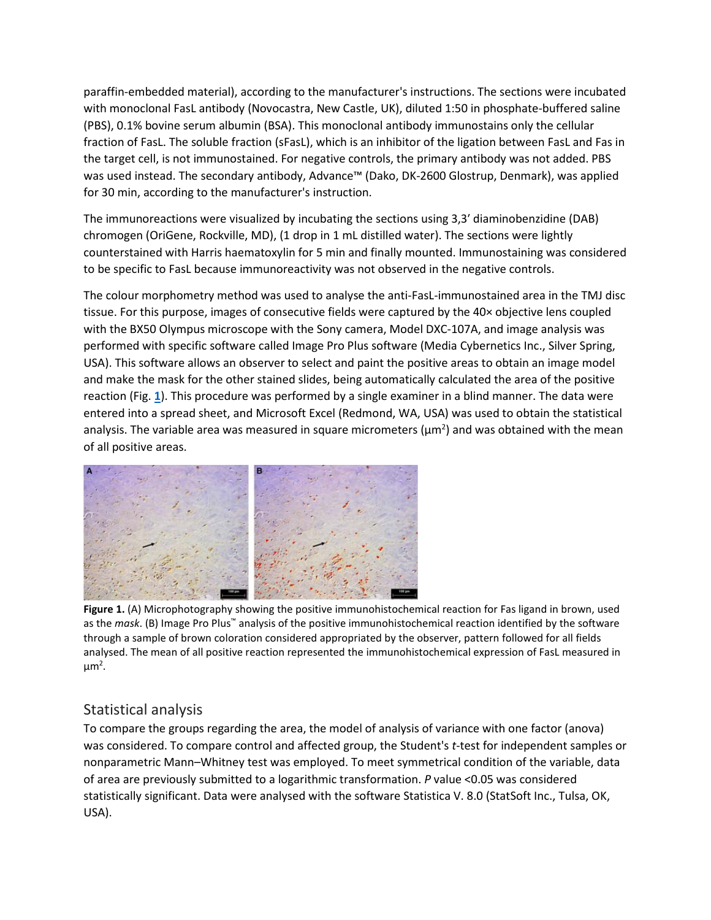paraffin-embedded material), according to the manufacturer's instructions. The sections were incubated with monoclonal FasL antibody (Novocastra, New Castle, UK), diluted 1:50 in phosphate-buffered saline (PBS), 0.1% bovine serum albumin (BSA). This monoclonal antibody immunostains only the cellular fraction of FasL. The soluble fraction (sFasL), which is an inhibitor of the ligation between FasL and Fas in the target cell, is not immunostained. For negative controls, the primary antibody was not added. PBS was used instead. The secondary antibody, Advance™ (Dako, DK-2600 Glostrup, Denmark), was applied for 30 min, according to the manufacturer's instruction.

The immunoreactions were visualized by incubating the sections using 3,3' diaminobenzidine (DAB) chromogen (OriGene, Rockville, MD), (1 drop in 1 mL distilled water). The sections were lightly counterstained with Harris haematoxylin for 5 min and finally mounted. Immunostaining was considered to be specific to FasL because immunoreactivity was not observed in the negative controls.

The colour morphometry method was used to analyse the anti-FasL-immunostained area in the TMJ disc tissue. For this purpose, images of consecutive fields were captured by the 40× objective lens coupled with the BX50 Olympus microscope with the Sony camera, Model DXC-107A, and image analysis was performed with specific software called Image Pro Plus software (Media Cybernetics Inc., Silver Spring, USA). This software allows an observer to select and paint the positive areas to obtain an image model and make the mask for the other stained slides, being automatically calculated the area of the positive reaction (Fig. **1**). This procedure was performed by a single examiner in a blind manner. The data were entered into a spread sheet, and Microsoft Excel (Redmond, WA, USA) was used to obtain the statistical analysis. The variable area was measured in square micrometers ($\mu m^2$) and was obtained with the mean of all positive areas.

**Figure 1.** (A) Microphotography showing the positive immunohistochemical reaction for Fas ligand in brown, used as the *mask*. (B) Image Pro Plus™ analysis of the positive immunohistochemical reaction identified by the software through a sample of brown coloration considered appropriated by the observer, pattern followed for all fields analysed. The mean of all positive reaction represented the immunohistochemical expression of FasL measured in $\mu m^2$.

## Statistical analysis

To compare the groups regarding the area, the model of analysis of variance with one factor (anova) was considered. To compare control and affected group, the Student's *t*-test for independent samples or nonparametric Mann–Whitney test was employed. To meet symmetrical condition of the variable, data of area are previously submitted to a logarithmic transformation. *P* value <0.05 was considered statistically significant. Data were analysed with the software Statistica V. 8.0 (StatSoft Inc., Tulsa, OK, USA).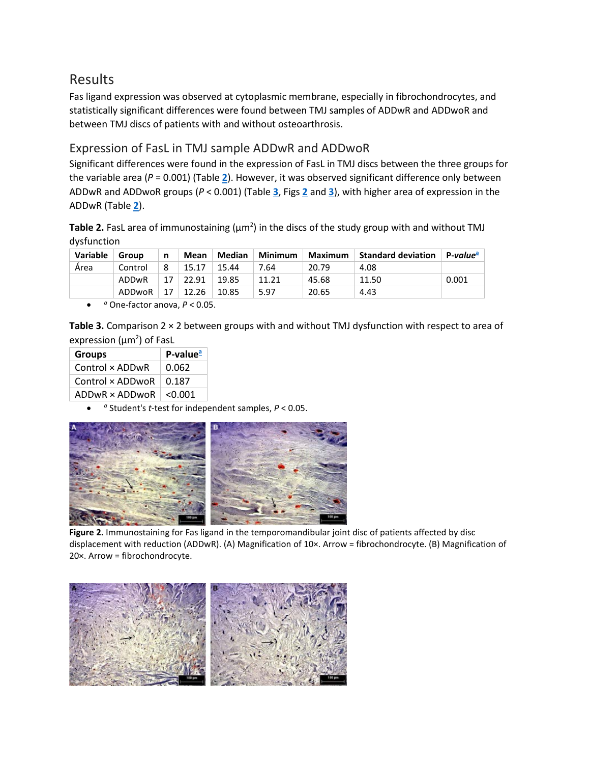## Results

Fas ligand expression was observed at cytoplasmic membrane, especially in fibrochondrocytes, and statistically significant differences were found between TMJ samples of ADDwR and ADDwoR and between TMJ discs of patients with and without osteoarthrosis.

### Expression of FasL in TMJ sample ADDwR and ADDwoR

Significant differences were found in the expression of FasL in TMJ discs between the three groups for the variable area ($P = 0.001$) (Table 2). However, it was observed significant difference only between ADDwR and ADDwoR groups ($P < 0.001$) (Table 3, Figs 2 and 3), with higher area of expression in the ADDwR (Table 2).

**Table 2.** FasL area of immunostaining ($\mu m^2$) in the discs of the study group with and without TMJ dysfunction

| Variable | Group | n | Mean | Median | Minimum | Maximum | Standard deviation | *P-value*[a] |
|---|---|---|---|---|---|---|---|---|
| Área | Control | 8 | 15.17 | 15.44 | 7.64 | 20.79 | 4.08 | |
| | ADDwR | 17 | 22.91 | 19.85 | 11.21 | 45.68 | 11.50 | 0.001 |
| | ADDwoR | 17 | 12.26 | 10.85 | 5.97 | 20.65 | 4.43 | |

- [a] One-factor anova, $P < 0.05$.

**Table 3.** Comparison 2 × 2 between groups with and without TMJ dysfunction with respect to area of expression ($\mu m^2$) of FasL

| Groups | P-value[a] |
|---|---|
| Control × ADDwR | 0.062 |
| Control × ADDwoR | 0.187 |
| ADDwR × ADDwoR | <0.001 |

- [a] Student's *t*-test for independent samples, $P < 0.05$.

**Figure 2.** Immunostaining for Fas ligand in the temporomandibular joint disc of patients affected by disc displacement with reduction (ADDwR). (A) Magnification of 10×. Arrow = fibrochondrocyte. (B) Magnification of 20×. Arrow = fibrochondrocyte.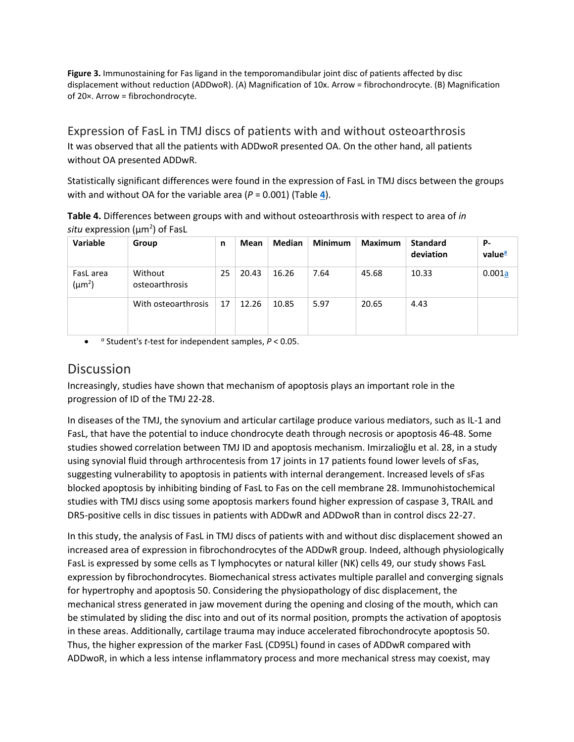**Figure 3.** Immunostaining for Fas ligand in the temporomandibular joint disc of patients affected by disc displacement without reduction (ADDwoR). (A) Magnification of 10x. Arrow = fibrochondrocyte. (B) Magnification of 20×. Arrow = fibrochondrocyte.

## Expression of FasL in TMJ discs of patients with and without osteoarthrosis

It was observed that all the patients with ADDwoR presented OA. On the other hand, all patients without OA presented ADDwR.

Statistically significant differences were found in the expression of FasL in TMJ discs between the groups with and without OA for the variable area ($P = 0.001$) (Table 4).

**Table 4.** Differences between groups with and without osteoarthrosis with respect to area of *in situ* expression ($\mu m^2$) of FasL

| Variable | Group | n | Mean | Median | Minimum | Maximum | Standard deviation | P-value[a] |
|---|---|---|---|---|---|---|---|---|
| FasL area ($\mu m^2$) | Without osteoarthrosis | 25 | 20.43 | 16.26 | 7.64 | 45.68 | 10.33 | 0.001[a] |
| | With osteoarthrosis | 17 | 12.26 | 10.85 | 5.97 | 20.65 | 4.43 | |

- [a] Student's *t*-test for independent samples, $P < 0.05$.

## Discussion

Increasingly, studies have shown that mechanism of apoptosis plays an important role in the progression of ID of the TMJ 22-28.

In diseases of the TMJ, the synovium and articular cartilage produce various mediators, such as IL-1 and FasL, that have the potential to induce chondrocyte death through necrosis or apoptosis 46-48. Some studies showed correlation between TMJ ID and apoptosis mechanism. Imirzalioğlu et al. 28, in a study using synovial fluid through arthrocentesis from 17 joints in 17 patients found lower levels of sFas, suggesting vulnerability to apoptosis in patients with internal derangement. Increased levels of sFas blocked apoptosis by inhibiting binding of FasL to Fas on the cell membrane 28. Immunohistochemical studies with TMJ discs using some apoptosis markers found higher expression of caspase 3, TRAIL and DR5-positive cells in disc tissues in patients with ADDwR and ADDwoR than in control discs 22-27.

In this study, the analysis of FasL in TMJ discs of patients with and without disc displacement showed an increased area of expression in fibrochondrocytes of the ADDwR group. Indeed, although physiologically FasL is expressed by some cells as T lymphocytes or natural killer (NK) cells 49, our study shows FasL expression by fibrochondrocytes. Biomechanical stress activates multiple parallel and converging signals for hypertrophy and apoptosis 50. Considering the physiopathology of disc displacement, the mechanical stress generated in jaw movement during the opening and closing of the mouth, which can be stimulated by sliding the disc into and out of its normal position, prompts the activation of apoptosis in these areas. Additionally, cartilage trauma may induce accelerated fibrochondrocyte apoptosis 50. Thus, the higher expression of the marker FasL (CD95L) found in cases of ADDwR compared with ADDwoR, in which a less intense inflammatory process and more mechanical stress may coexist, may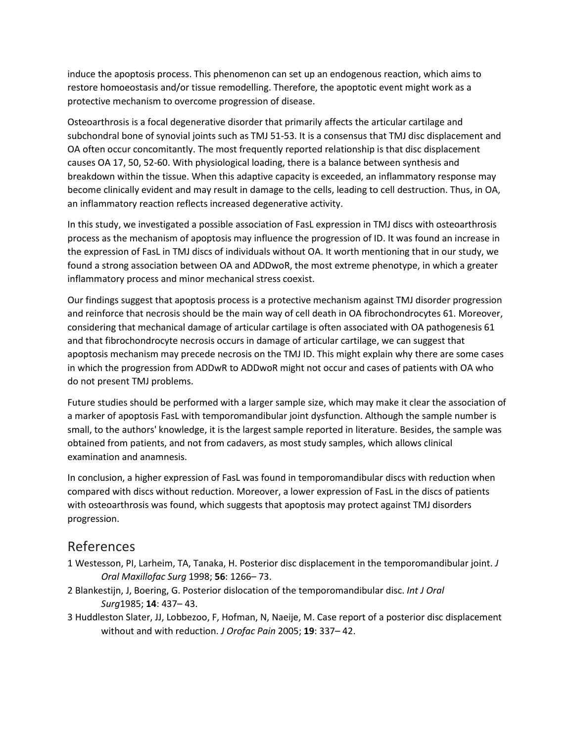induce the apoptosis process. This phenomenon can set up an endogenous reaction, which aims to restore homoeostasis and/or tissue remodelling. Therefore, the apoptotic event might work as a protective mechanism to overcome progression of disease.

Osteoarthrosis is a focal degenerative disorder that primarily affects the articular cartilage and subchondral bone of synovial joints such as TMJ 51-53. It is a consensus that TMJ disc displacement and OA often occur concomitantly. The most frequently reported relationship is that disc displacement causes OA 17, 50, 52-60. With physiological loading, there is a balance between synthesis and breakdown within the tissue. When this adaptive capacity is exceeded, an inflammatory response may become clinically evident and may result in damage to the cells, leading to cell destruction. Thus, in OA, an inflammatory reaction reflects increased degenerative activity.

In this study, we investigated a possible association of FasL expression in TMJ discs with osteoarthrosis process as the mechanism of apoptosis may influence the progression of ID. It was found an increase in the expression of FasL in TMJ discs of individuals without OA. It worth mentioning that in our study, we found a strong association between OA and ADDwoR, the most extreme phenotype, in which a greater inflammatory process and minor mechanical stress coexist.

Our findings suggest that apoptosis process is a protective mechanism against TMJ disorder progression and reinforce that necrosis should be the main way of cell death in OA fibrochondrocytes 61. Moreover, considering that mechanical damage of articular cartilage is often associated with OA pathogenesis 61 and that fibrochondrocyte necrosis occurs in damage of articular cartilage, we can suggest that apoptosis mechanism may precede necrosis on the TMJ ID. This might explain why there are some cases in which the progression from ADDwR to ADDwoR might not occur and cases of patients with OA who do not present TMJ problems.

Future studies should be performed with a larger sample size, which may make it clear the association of a marker of apoptosis FasL with temporomandibular joint dysfunction. Although the sample number is small, to the authors' knowledge, it is the largest sample reported in literature. Besides, the sample was obtained from patients, and not from cadavers, as most study samples, which allows clinical examination and anamnesis.

In conclusion, a higher expression of FasL was found in temporomandibular discs with reduction when compared with discs without reduction. Moreover, a lower expression of FasL in the discs of patients with osteoarthrosis was found, which suggests that apoptosis may protect against TMJ disorders progression.

## References

1 Westesson, PI, Larheim, TA, Tanaka, H. Posterior disc displacement in the temporomandibular joint. *J Oral Maxillofac Surg* 1998; **56**: 1266– 73.

2 Blankestijn, J, Boering, G. Posterior dislocation of the temporomandibular disc. *Int J Oral Surg*1985; **14**: 437– 43.

3 Huddleston Slater, JJ, Lobbezoo, F, Hofman, N, Naeije, M. Case report of a posterior disc displacement without and with reduction. *J Orofac Pain* 2005; **19**: 337– 42.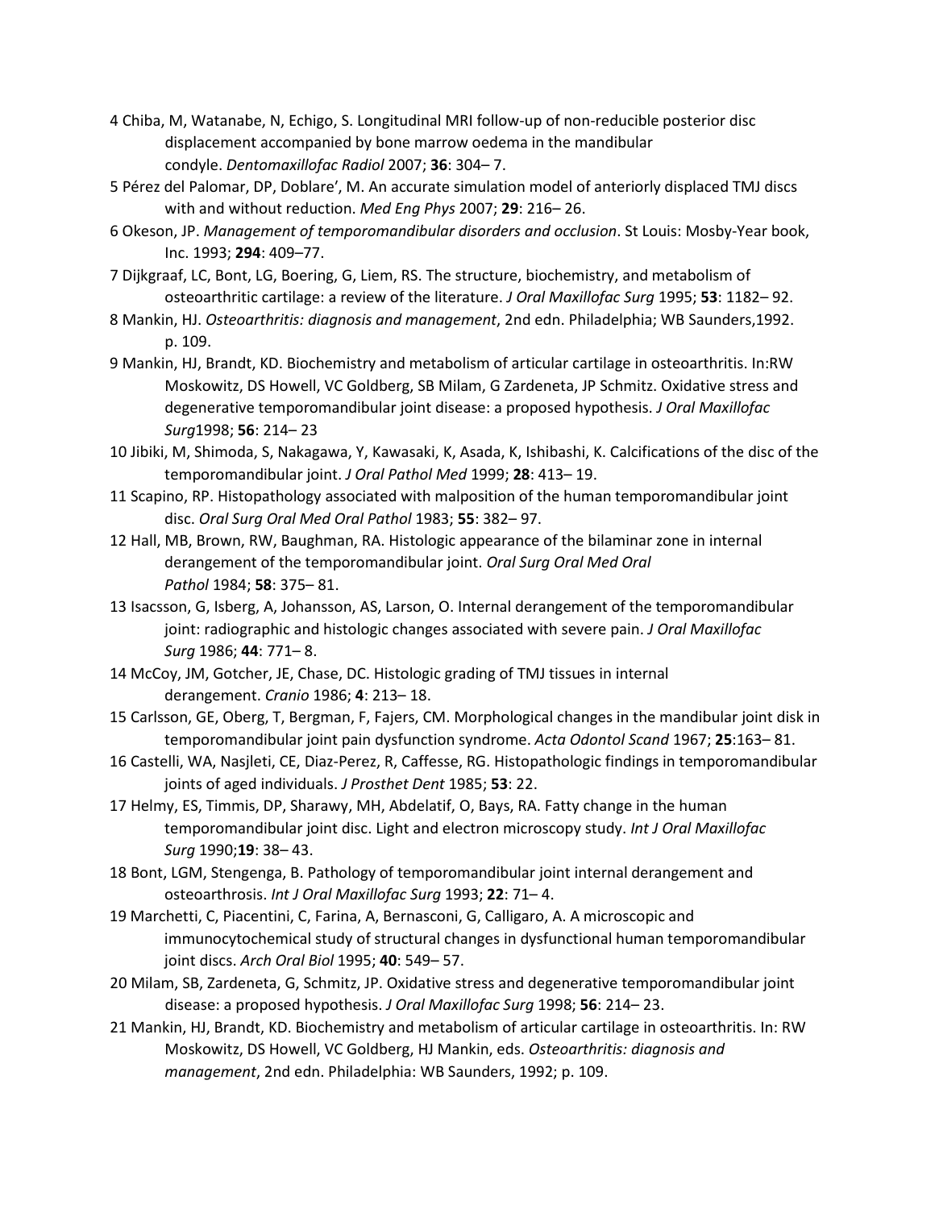4 Chiba, M, Watanabe, N, Echigo, S. Longitudinal MRI follow-up of non-reducible posterior disc displacement accompanied by bone marrow oedema in the mandibular condyle. *Dentomaxillofac Radiol* 2007; **36**: 304– 7.

5 Pérez del Palomar, DP, Doblare', M. An accurate simulation model of anteriorly displaced TMJ discs with and without reduction. *Med Eng Phys* 2007; **29**: 216– 26.

6 Okeson, JP. *Management of temporomandibular disorders and occlusion*. St Louis: Mosby-Year book, Inc. 1993; **294**: 409–77.

7 Dijkgraaf, LC, Bont, LG, Boering, G, Liem, RS. The structure, biochemistry, and metabolism of osteoarthritic cartilage: a review of the literature. *J Oral Maxillofac Surg* 1995; **53**: 1182– 92.

8 Mankin, HJ. *Osteoarthritis: diagnosis and management*, 2nd edn. Philadelphia; WB Saunders,1992. p. 109.

9 Mankin, HJ, Brandt, KD. Biochemistry and metabolism of articular cartilage in osteoarthritis. In:RW Moskowitz, DS Howell, VC Goldberg, SB Milam, G Zardeneta, JP Schmitz. Oxidative stress and degenerative temporomandibular joint disease: a proposed hypothesis. *J Oral Maxillofac Surg*1998; **56**: 214– 23

10 Jibiki, M, Shimoda, S, Nakagawa, Y, Kawasaki, K, Asada, K, Ishibashi, K. Calcifications of the disc of the temporomandibular joint. *J Oral Pathol Med* 1999; **28**: 413– 19.

11 Scapino, RP. Histopathology associated with malposition of the human temporomandibular joint disc. *Oral Surg Oral Med Oral Pathol* 1983; **55**: 382– 97.

12 Hall, MB, Brown, RW, Baughman, RA. Histologic appearance of the bilaminar zone in internal derangement of the temporomandibular joint. *Oral Surg Oral Med Oral Pathol* 1984; **58**: 375– 81.

13 Isacsson, G, Isberg, A, Johansson, AS, Larson, O. Internal derangement of the temporomandibular joint: radiographic and histologic changes associated with severe pain. *J Oral Maxillofac Surg* 1986; **44**: 771– 8.

14 McCoy, JM, Gotcher, JE, Chase, DC. Histologic grading of TMJ tissues in internal derangement. *Cranio* 1986; **4**: 213– 18.

15 Carlsson, GE, Oberg, T, Bergman, F, Fajers, CM. Morphological changes in the mandibular joint disk in temporomandibular joint pain dysfunction syndrome. *Acta Odontol Scand* 1967; **25**:163– 81.

16 Castelli, WA, Nasjleti, CE, Diaz-Perez, R, Caffesse, RG. Histopathologic findings in temporomandibular joints of aged individuals. *J Prosthet Dent* 1985; **53**: 22.

17 Helmy, ES, Timmis, DP, Sharawy, MH, Abdelatif, O, Bays, RA. Fatty change in the human temporomandibular joint disc. Light and electron microscopy study. *Int J Oral Maxillofac Surg* 1990;**19**: 38– 43.

18 Bont, LGM, Stengenga, B. Pathology of temporomandibular joint internal derangement and osteoarthrosis. *Int J Oral Maxillofac Surg* 1993; **22**: 71– 4.

19 Marchetti, C, Piacentini, C, Farina, A, Bernasconi, G, Calligaro, A. A microscopic and immunocytochemical study of structural changes in dysfunctional human temporomandibular joint discs. *Arch Oral Biol* 1995; **40**: 549– 57.

20 Milam, SB, Zardeneta, G, Schmitz, JP. Oxidative stress and degenerative temporomandibular joint disease: a proposed hypothesis. *J Oral Maxillofac Surg* 1998; **56**: 214– 23.

21 Mankin, HJ, Brandt, KD. Biochemistry and metabolism of articular cartilage in osteoarthritis. In: RW Moskowitz, DS Howell, VC Goldberg, HJ Mankin, eds. *Osteoarthritis: diagnosis and management*, 2nd edn. Philadelphia: WB Saunders, 1992; p. 109.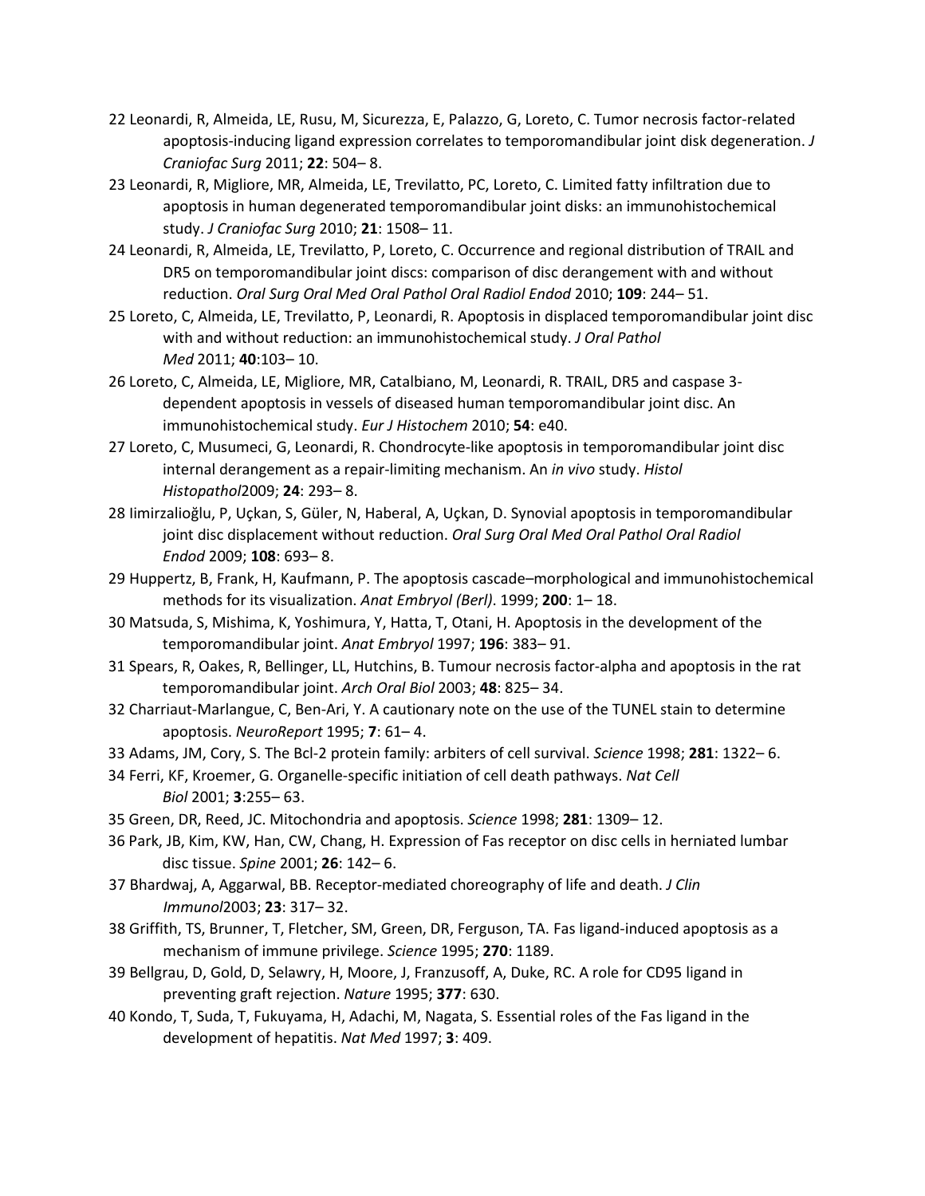22 Leonardi, R, Almeida, LE, Rusu, M, Sicurezza, E, Palazzo, G, Loreto, C. Tumor necrosis factor-related apoptosis-inducing ligand expression correlates to temporomandibular joint disk degeneration. *J Craniofac Surg* 2011; **22**: 504– 8.

23 Leonardi, R, Migliore, MR, Almeida, LE, Trevilatto, PC, Loreto, C. Limited fatty infiltration due to apoptosis in human degenerated temporomandibular joint disks: an immunohistochemical study. *J Craniofac Surg* 2010; **21**: 1508– 11.

24 Leonardi, R, Almeida, LE, Trevilatto, P, Loreto, C. Occurrence and regional distribution of TRAIL and DR5 on temporomandibular joint discs: comparison of disc derangement with and without reduction. *Oral Surg Oral Med Oral Pathol Oral Radiol Endod* 2010; **109**: 244– 51.

25 Loreto, C, Almeida, LE, Trevilatto, P, Leonardi, R. Apoptosis in displaced temporomandibular joint disc with and without reduction: an immunohistochemical study. *J Oral Pathol Med* 2011; **40**:103– 10.

26 Loreto, C, Almeida, LE, Migliore, MR, Catalbiano, M, Leonardi, R. TRAIL, DR5 and caspase 3-dependent apoptosis in vessels of diseased human temporomandibular joint disc. An immunohistochemical study. *Eur J Histochem* 2010; **54**: e40.

27 Loreto, C, Musumeci, G, Leonardi, R. Chondrocyte-like apoptosis in temporomandibular joint disc internal derangement as a repair-limiting mechanism. An *in vivo* study. *Histol Histopathol*2009; **24**: 293– 8.

28 Iimirzalioğlu, P, Uçkan, S, Güler, N, Haberal, A, Uçkan, D. Synovial apoptosis in temporomandibular joint disc displacement without reduction. *Oral Surg Oral Med Oral Pathol Oral Radiol Endod* 2009; **108**: 693– 8.

29 Huppertz, B, Frank, H, Kaufmann, P. The apoptosis cascade–morphological and immunohistochemical methods for its visualization. *Anat Embryol (Berl)*. 1999; **200**: 1– 18.

30 Matsuda, S, Mishima, K, Yoshimura, Y, Hatta, T, Otani, H. Apoptosis in the development of the temporomandibular joint. *Anat Embryol* 1997; **196**: 383– 91.

31 Spears, R, Oakes, R, Bellinger, LL, Hutchins, B. Tumour necrosis factor-alpha and apoptosis in the rat temporomandibular joint. *Arch Oral Biol* 2003; **48**: 825– 34.

32 Charriaut-Marlangue, C, Ben-Ari, Y. A cautionary note on the use of the TUNEL stain to determine apoptosis. *NeuroReport* 1995; **7**: 61– 4.

33 Adams, JM, Cory, S. The Bcl-2 protein family: arbiters of cell survival. *Science* 1998; **281**: 1322– 6.

34 Ferri, KF, Kroemer, G. Organelle-specific initiation of cell death pathways. *Nat Cell Biol* 2001; **3**:255– 63.

35 Green, DR, Reed, JC. Mitochondria and apoptosis. *Science* 1998; **281**: 1309– 12.

36 Park, JB, Kim, KW, Han, CW, Chang, H. Expression of Fas receptor on disc cells in herniated lumbar disc tissue. *Spine* 2001; **26**: 142– 6.

37 Bhardwaj, A, Aggarwal, BB. Receptor-mediated choreography of life and death. *J Clin Immunol*2003; **23**: 317– 32.

38 Griffith, TS, Brunner, T, Fletcher, SM, Green, DR, Ferguson, TA. Fas ligand-induced apoptosis as a mechanism of immune privilege. *Science* 1995; **270**: 1189.

39 Bellgrau, D, Gold, D, Selawry, H, Moore, J, Franzusoff, A, Duke, RC. A role for CD95 ligand in preventing graft rejection. *Nature* 1995; **377**: 630.

40 Kondo, T, Suda, T, Fukuyama, H, Adachi, M, Nagata, S. Essential roles of the Fas ligand in the development of hepatitis. *Nat Med* 1997; **3**: 409.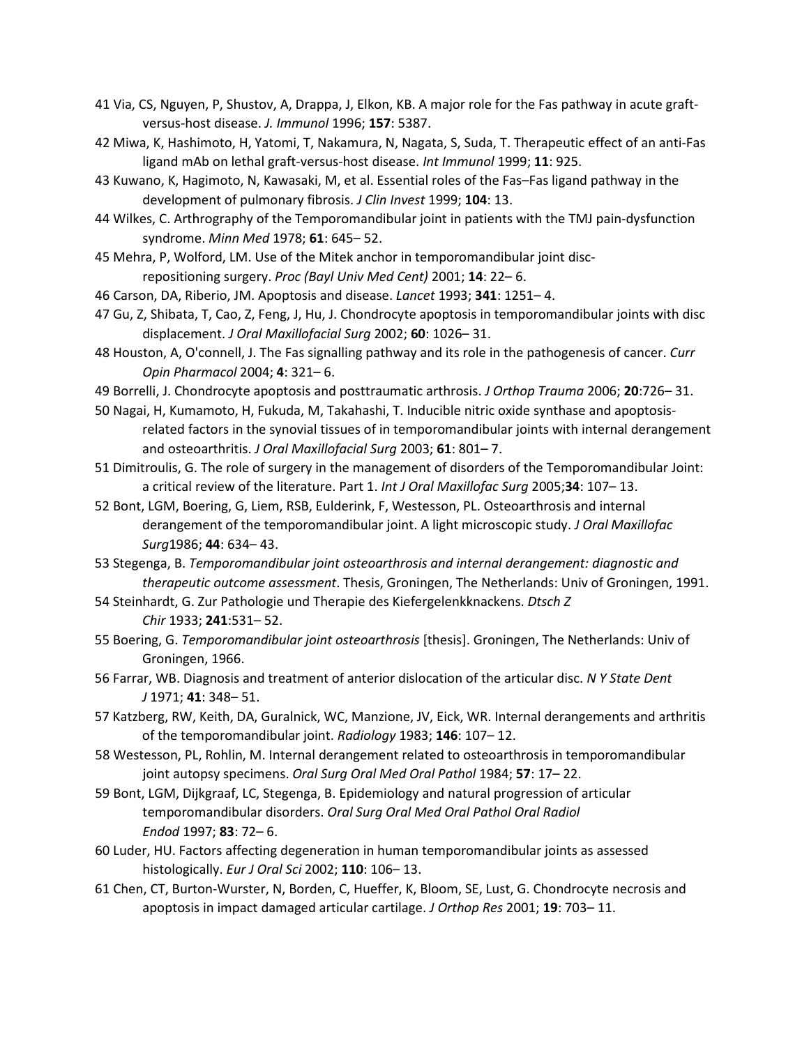41 Via, CS, Nguyen, P, Shustov, A, Drappa, J, Elkon, KB. A major role for the Fas pathway in acute graft-versus-host disease. *J. Immunol* 1996; **157**: 5387.

42 Miwa, K, Hashimoto, H, Yatomi, T, Nakamura, N, Nagata, S, Suda, T. Therapeutic effect of an anti-Fas ligand mAb on lethal graft-versus-host disease. *Int Immunol* 1999; **11**: 925.

43 Kuwano, K, Hagimoto, N, Kawasaki, M, et al. Essential roles of the Fas–Fas ligand pathway in the development of pulmonary fibrosis. *J Clin Invest* 1999; **104**: 13.

44 Wilkes, C. Arthrography of the Temporomandibular joint in patients with the TMJ pain-dysfunction syndrome. *Minn Med* 1978; **61**: 645– 52.

45 Mehra, P, Wolford, LM. Use of the Mitek anchor in temporomandibular joint disc-repositioning surgery. *Proc (Bayl Univ Med Cent)* 2001; **14**: 22– 6.

46 Carson, DA, Riberio, JM. Apoptosis and disease. *Lancet* 1993; **341**: 1251– 4.

47 Gu, Z, Shibata, T, Cao, Z, Feng, J, Hu, J. Chondrocyte apoptosis in temporomandibular joints with disc displacement. *J Oral Maxillofacial Surg* 2002; **60**: 1026– 31.

48 Houston, A, O'connell, J. The Fas signalling pathway and its role in the pathogenesis of cancer. *Curr Opin Pharmacol* 2004; **4**: 321– 6.

49 Borrelli, J. Chondrocyte apoptosis and posttraumatic arthrosis. *J Orthop Trauma* 2006; **20**:726– 31.

50 Nagai, H, Kumamoto, H, Fukuda, M, Takahashi, T. Inducible nitric oxide synthase and apoptosis-related factors in the synovial tissues of in temporomandibular joints with internal derangement and osteoarthritis. *J Oral Maxillofacial Surg* 2003; **61**: 801– 7.

51 Dimitroulis, G. The role of surgery in the management of disorders of the Temporomandibular Joint: a critical review of the literature. Part 1. *Int J Oral Maxillofac Surg* 2005;**34**: 107– 13.

52 Bont, LGM, Boering, G, Liem, RSB, Eulderink, F, Westesson, PL. Osteoarthrosis and internal derangement of the temporomandibular joint. A light microscopic study. *J Oral Maxillofac Surg*1986; **44**: 634– 43.

53 Stegenga, B. *Temporomandibular joint osteoarthrosis and internal derangement: diagnostic and therapeutic outcome assessment*. Thesis, Groningen, The Netherlands: Univ of Groningen, 1991.

54 Steinhardt, G. Zur Pathologie und Therapie des Kiefergelenkknackens. *Dtsch Z Chir* 1933; **241**:531– 52.

55 Boering, G. *Temporomandibular joint osteoarthrosis* [thesis]. Groningen, The Netherlands: Univ of Groningen, 1966.

56 Farrar, WB. Diagnosis and treatment of anterior dislocation of the articular disc. *N Y State Dent J* 1971; **41**: 348– 51.

57 Katzberg, RW, Keith, DA, Guralnick, WC, Manzione, JV, Eick, WR. Internal derangements and arthritis of the temporomandibular joint. *Radiology* 1983; **146**: 107– 12.

58 Westesson, PL, Rohlin, M. Internal derangement related to osteoarthrosis in temporomandibular joint autopsy specimens. *Oral Surg Oral Med Oral Pathol* 1984; **57**: 17– 22.

59 Bont, LGM, Dijkgraaf, LC, Stegenga, B. Epidemiology and natural progression of articular temporomandibular disorders. *Oral Surg Oral Med Oral Pathol Oral Radiol Endod* 1997; **83**: 72– 6.

60 Luder, HU. Factors affecting degeneration in human temporomandibular joints as assessed histologically. *Eur J Oral Sci* 2002; **110**: 106– 13.

61 Chen, CT, Burton-Wurster, N, Borden, C, Hueffer, K, Bloom, SE, Lust, G. Chondrocyte necrosis and apoptosis in impact damaged articular cartilage. *J Orthop Res* 2001; **19**: 703– 11.